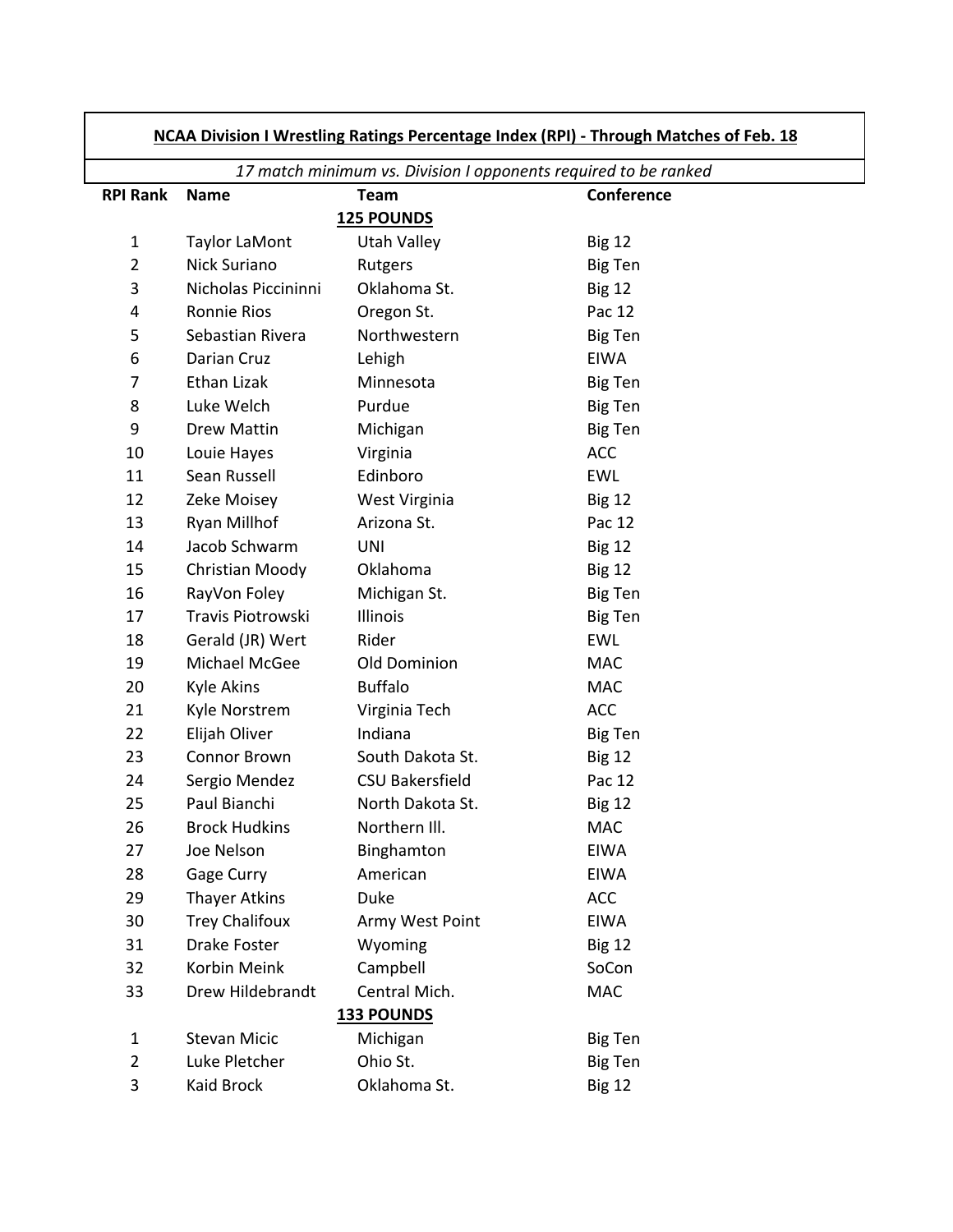**NCAA Division I Wrestling Ratings Percentage Index (RPI) - Through Matches of Feb. 18**

*17 match minimum vs. Division I opponents required to be ranked*

| RPI Rank | Name | Team | Conference |
|---|---|---|---|
| | | **125 POUNDS** | |
| 1 | Taylor LaMont | Utah Valley | Big 12 |
| 2 | Nick Suriano | Rutgers | Big Ten |
| 3 | Nicholas Piccininni | Oklahoma St. | Big 12 |
| 4 | Ronnie Rios | Oregon St. | Pac 12 |
| 5 | Sebastian Rivera | Northwestern | Big Ten |
| 6 | Darian Cruz | Lehigh | EIWA |
| 7 | Ethan Lizak | Minnesota | Big Ten |
| 8 | Luke Welch | Purdue | Big Ten |
| 9 | Drew Mattin | Michigan | Big Ten |
| 10 | Louie Hayes | Virginia | ACC |
| 11 | Sean Russell | Edinboro | EWL |
| 12 | Zeke Moisey | West Virginia | Big 12 |
| 13 | Ryan Millhof | Arizona St. | Pac 12 |
| 14 | Jacob Schwarm | UNI | Big 12 |
| 15 | Christian Moody | Oklahoma | Big 12 |
| 16 | RayVon Foley | Michigan St. | Big Ten |
| 17 | Travis Piotrowski | Illinois | Big Ten |
| 18 | Gerald (JR) Wert | Rider | EWL |
| 19 | Michael McGee | Old Dominion | MAC |
| 20 | Kyle Akins | Buffalo | MAC |
| 21 | Kyle Norstrem | Virginia Tech | ACC |
| 22 | Elijah Oliver | Indiana | Big Ten |
| 23 | Connor Brown | South Dakota St. | Big 12 |
| 24 | Sergio Mendez | CSU Bakersfield | Pac 12 |
| 25 | Paul Bianchi | North Dakota St. | Big 12 |
| 26 | Brock Hudkins | Northern Ill. | MAC |
| 27 | Joe Nelson | Binghamton | EIWA |
| 28 | Gage Curry | American | EIWA |
| 29 | Thayer Atkins | Duke | ACC |
| 30 | Trey Chalifoux | Army West Point | EIWA |
| 31 | Drake Foster | Wyoming | Big 12 |
| 32 | Korbin Meink | Campbell | SoCon |
| 33 | Drew Hildebrandt | Central Mich. | MAC |
| | | **133 POUNDS** | |
| 1 | Stevan Micic | Michigan | Big Ten |
| 2 | Luke Pletcher | Ohio St. | Big Ten |
| 3 | Kaid Brock | Oklahoma St. | Big 12 |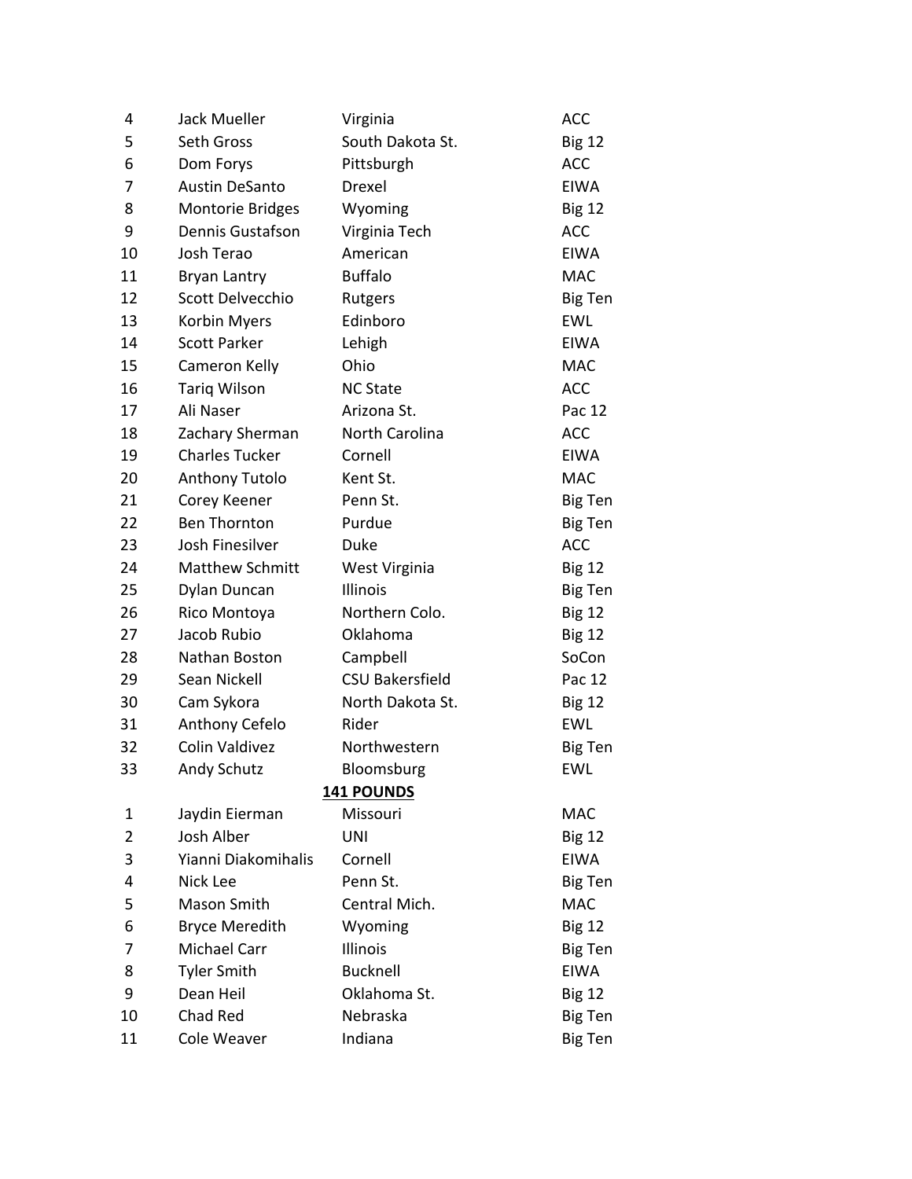| | | | |
|---|---|---|---|
| 4 | Jack Mueller | Virginia | ACC |
| 5 | Seth Gross | South Dakota St. | Big 12 |
| 6 | Dom Forys | Pittsburgh | ACC |
| 7 | Austin DeSanto | Drexel | EIWA |
| 8 | Montorie Bridges | Wyoming | Big 12 |
| 9 | Dennis Gustafson | Virginia Tech | ACC |
| 10 | Josh Terao | American | EIWA |
| 11 | Bryan Lantry | Buffalo | MAC |
| 12 | Scott Delvecchio | Rutgers | Big Ten |
| 13 | Korbin Myers | Edinboro | EWL |
| 14 | Scott Parker | Lehigh | EIWA |
| 15 | Cameron Kelly | Ohio | MAC |
| 16 | Tariq Wilson | NC State | ACC |
| 17 | Ali Naser | Arizona St. | Pac 12 |
| 18 | Zachary Sherman | North Carolina | ACC |
| 19 | Charles Tucker | Cornell | EIWA |
| 20 | Anthony Tutolo | Kent St. | MAC |
| 21 | Corey Keener | Penn St. | Big Ten |
| 22 | Ben Thornton | Purdue | Big Ten |
| 23 | Josh Finesilver | Duke | ACC |
| 24 | Matthew Schmitt | West Virginia | Big 12 |
| 25 | Dylan Duncan | Illinois | Big Ten |
| 26 | Rico Montoya | Northern Colo. | Big 12 |
| 27 | Jacob Rubio | Oklahoma | Big 12 |
| 28 | Nathan Boston | Campbell | SoCon |
| 29 | Sean Nickell | CSU Bakersfield | Pac 12 |
| 30 | Cam Sykora | North Dakota St. | Big 12 |
| 31 | Anthony Cefelo | Rider | EWL |
| 32 | Colin Valdivez | Northwestern | Big Ten |
| 33 | Andy Schutz | Bloomsburg | EWL |

**141 POUNDS**

| | | | |
|---|---|---|---|
| 1 | Jaydin Eierman | Missouri | MAC |
| 2 | Josh Alber | UNI | Big 12 |
| 3 | Yianni Diakomihalis | Cornell | EIWA |
| 4 | Nick Lee | Penn St. | Big Ten |
| 5 | Mason Smith | Central Mich. | MAC |
| 6 | Bryce Meredith | Wyoming | Big 12 |
| 7 | Michael Carr | Illinois | Big Ten |
| 8 | Tyler Smith | Bucknell | EIWA |
| 9 | Dean Heil | Oklahoma St. | Big 12 |
| 10 | Chad Red | Nebraska | Big Ten |
| 11 | Cole Weaver | Indiana | Big Ten |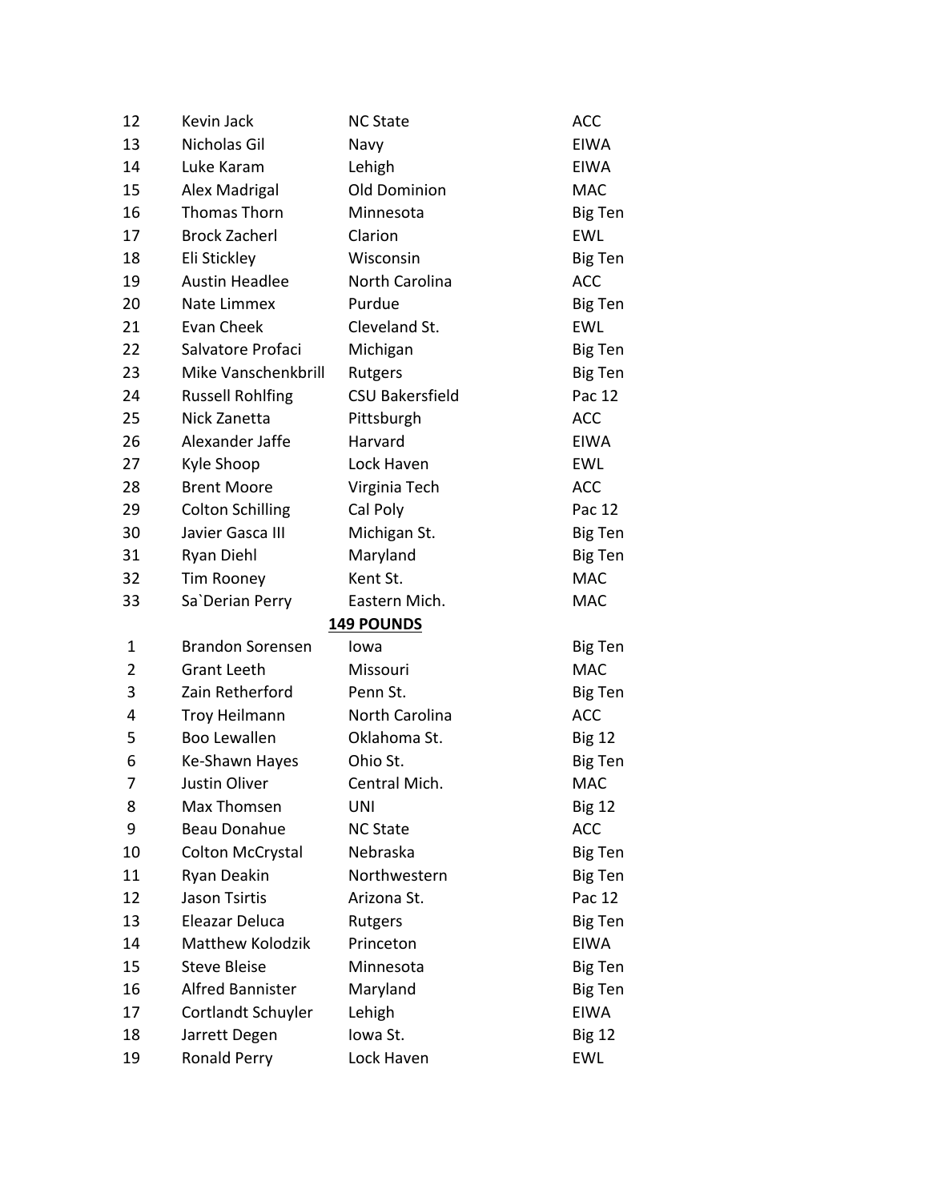| | | | |
|---|---|---|---|
| 12 | Kevin Jack | NC State | ACC |
| 13 | Nicholas Gil | Navy | EIWA |
| 14 | Luke Karam | Lehigh | EIWA |
| 15 | Alex Madrigal | Old Dominion | MAC |
| 16 | Thomas Thorn | Minnesota | Big Ten |
| 17 | Brock Zacherl | Clarion | EWL |
| 18 | Eli Stickley | Wisconsin | Big Ten |
| 19 | Austin Headlee | North Carolina | ACC |
| 20 | Nate Limmex | Purdue | Big Ten |
| 21 | Evan Cheek | Cleveland St. | EWL |
| 22 | Salvatore Profaci | Michigan | Big Ten |
| 23 | Mike Vanschenkbrill | Rutgers | Big Ten |
| 24 | Russell Rohlfing | CSU Bakersfield | Pac 12 |
| 25 | Nick Zanetta | Pittsburgh | ACC |
| 26 | Alexander Jaffe | Harvard | EIWA |
| 27 | Kyle Shoop | Lock Haven | EWL |
| 28 | Brent Moore | Virginia Tech | ACC |
| 29 | Colton Schilling | Cal Poly | Pac 12 |
| 30 | Javier Gasca III | Michigan St. | Big Ten |
| 31 | Ryan Diehl | Maryland | Big Ten |
| 32 | Tim Rooney | Kent St. | MAC |
| 33 | Sa`Derian Perry | Eastern Mich. | MAC |

**149 POUNDS**

| | | | |
|---|---|---|---|
| 1 | Brandon Sorensen | Iowa | Big Ten |
| 2 | Grant Leeth | Missouri | MAC |
| 3 | Zain Retherford | Penn St. | Big Ten |
| 4 | Troy Heilmann | North Carolina | ACC |
| 5 | Boo Lewallen | Oklahoma St. | Big 12 |
| 6 | Ke-Shawn Hayes | Ohio St. | Big Ten |
| 7 | Justin Oliver | Central Mich. | MAC |
| 8 | Max Thomsen | UNI | Big 12 |
| 9 | Beau Donahue | NC State | ACC |
| 10 | Colton McCrystal | Nebraska | Big Ten |
| 11 | Ryan Deakin | Northwestern | Big Ten |
| 12 | Jason Tsirtis | Arizona St. | Pac 12 |
| 13 | Eleazar Deluca | Rutgers | Big Ten |
| 14 | Matthew Kolodzik | Princeton | EIWA |
| 15 | Steve Bleise | Minnesota | Big Ten |
| 16 | Alfred Bannister | Maryland | Big Ten |
| 17 | Cortlandt Schuyler | Lehigh | EIWA |
| 18 | Jarrett Degen | Iowa St. | Big 12 |
| 19 | Ronald Perry | Lock Haven | EWL |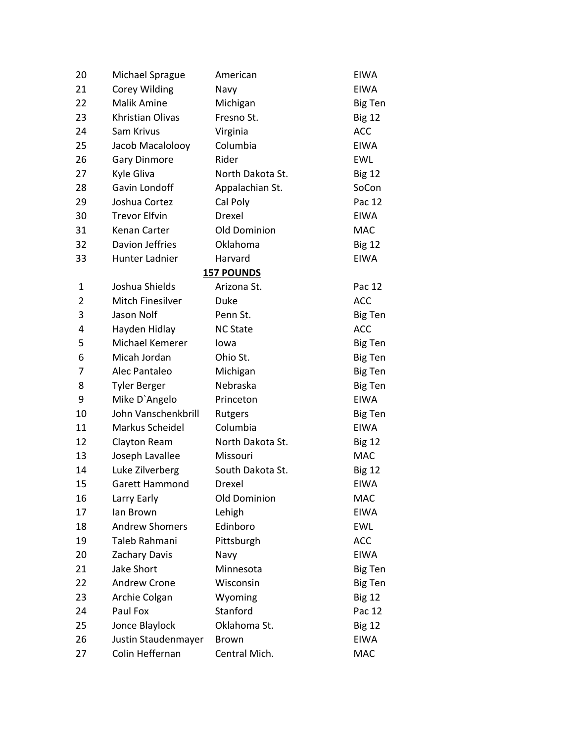| | | | |
|---|---|---|---|
| 20 | Michael Sprague | American | EIWA |
| 21 | Corey Wilding | Navy | EIWA |
| 22 | Malik Amine | Michigan | Big Ten |
| 23 | Khristian Olivas | Fresno St. | Big 12 |
| 24 | Sam Krivus | Virginia | ACC |
| 25 | Jacob Macalolooy | Columbia | EIWA |
| 26 | Gary Dinmore | Rider | EWL |
| 27 | Kyle Gliva | North Dakota St. | Big 12 |
| 28 | Gavin Londoff | Appalachian St. | SoCon |
| 29 | Joshua Cortez | Cal Poly | Pac 12 |
| 30 | Trevor Elfvin | Drexel | EIWA |
| 31 | Kenan Carter | Old Dominion | MAC |
| 32 | Davion Jeffries | Oklahoma | Big 12 |
| 33 | Hunter Ladnier | Harvard | EIWA |

**157 POUNDS**

| | | | |
|---|---|---|---|
| 1 | Joshua Shields | Arizona St. | Pac 12 |
| 2 | Mitch Finesilver | Duke | ACC |
| 3 | Jason Nolf | Penn St. | Big Ten |
| 4 | Hayden Hidlay | NC State | ACC |
| 5 | Michael Kemerer | Iowa | Big Ten |
| 6 | Micah Jordan | Ohio St. | Big Ten |
| 7 | Alec Pantaleo | Michigan | Big Ten |
| 8 | Tyler Berger | Nebraska | Big Ten |
| 9 | Mike D`Angelo | Princeton | EIWA |
| 10 | John Vanschenkbrill | Rutgers | Big Ten |
| 11 | Markus Scheidel | Columbia | EIWA |
| 12 | Clayton Ream | North Dakota St. | Big 12 |
| 13 | Joseph Lavallee | Missouri | MAC |
| 14 | Luke Zilverberg | South Dakota St. | Big 12 |
| 15 | Garett Hammond | Drexel | EIWA |
| 16 | Larry Early | Old Dominion | MAC |
| 17 | Ian Brown | Lehigh | EIWA |
| 18 | Andrew Shomers | Edinboro | EWL |
| 19 | Taleb Rahmani | Pittsburgh | ACC |
| 20 | Zachary Davis | Navy | EIWA |
| 21 | Jake Short | Minnesota | Big Ten |
| 22 | Andrew Crone | Wisconsin | Big Ten |
| 23 | Archie Colgan | Wyoming | Big 12 |
| 24 | Paul Fox | Stanford | Pac 12 |
| 25 | Jonce Blaylock | Oklahoma St. | Big 12 |
| 26 | Justin Staudenmayer | Brown | EIWA |
| 27 | Colin Heffernan | Central Mich. | MAC |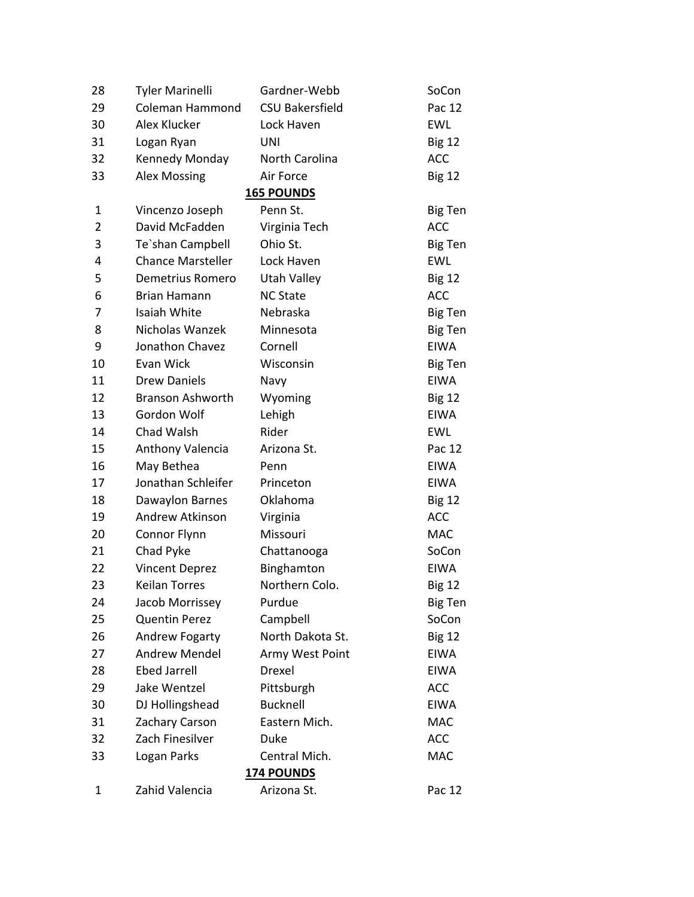| | | | |
|---|---|---|---|
| 28 | Tyler Marinelli | Gardner-Webb | SoCon |
| 29 | Coleman Hammond | CSU Bakersfield | Pac 12 |
| 30 | Alex Klucker | Lock Haven | EWL |
| 31 | Logan Ryan | UNI | Big 12 |
| 32 | Kennedy Monday | North Carolina | ACC |
| 33 | Alex Mossing | Air Force | Big 12 |

**165 POUNDS**

| | | | |
|---|---|---|---|
| 1 | Vincenzo Joseph | Penn St. | Big Ten |
| 2 | David McFadden | Virginia Tech | ACC |
| 3 | Te`shan Campbell | Ohio St. | Big Ten |
| 4 | Chance Marsteller | Lock Haven | EWL |
| 5 | Demetrius Romero | Utah Valley | Big 12 |
| 6 | Brian Hamann | NC State | ACC |
| 7 | Isaiah White | Nebraska | Big Ten |
| 8 | Nicholas Wanzek | Minnesota | Big Ten |
| 9 | Jonathon Chavez | Cornell | EIWA |
| 10 | Evan Wick | Wisconsin | Big Ten |
| 11 | Drew Daniels | Navy | EIWA |
| 12 | Branson Ashworth | Wyoming | Big 12 |
| 13 | Gordon Wolf | Lehigh | EIWA |
| 14 | Chad Walsh | Rider | EWL |
| 15 | Anthony Valencia | Arizona St. | Pac 12 |
| 16 | May Bethea | Penn | EIWA |
| 17 | Jonathan Schleifer | Princeton | EIWA |
| 18 | Dawaylon Barnes | Oklahoma | Big 12 |
| 19 | Andrew Atkinson | Virginia | ACC |
| 20 | Connor Flynn | Missouri | MAC |
| 21 | Chad Pyke | Chattanooga | SoCon |
| 22 | Vincent Deprez | Binghamton | EIWA |
| 23 | Keilan Torres | Northern Colo. | Big 12 |
| 24 | Jacob Morrissey | Purdue | Big Ten |
| 25 | Quentin Perez | Campbell | SoCon |
| 26 | Andrew Fogarty | North Dakota St. | Big 12 |
| 27 | Andrew Mendel | Army West Point | EIWA |
| 28 | Ebed Jarrell | Drexel | EIWA |
| 29 | Jake Wentzel | Pittsburgh | ACC |
| 30 | DJ Hollingshead | Bucknell | EIWA |
| 31 | Zachary Carson | Eastern Mich. | MAC |
| 32 | Zach Finesilver | Duke | ACC |
| 33 | Logan Parks | Central Mich. | MAC |

**174 POUNDS**

| | | | |
|---|---|---|---|
| 1 | Zahid Valencia | Arizona St. | Pac 12 |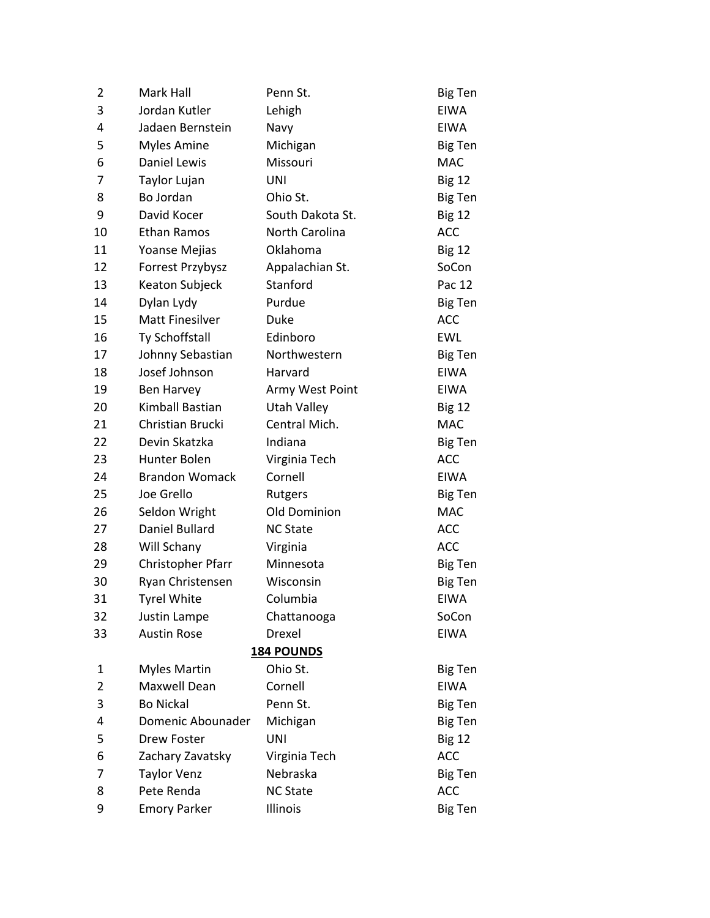| | | | |
|---|---|---|---|
| 2 | Mark Hall | Penn St. | Big Ten |
| 3 | Jordan Kutler | Lehigh | EIWA |
| 4 | Jadaen Bernstein | Navy | EIWA |
| 5 | Myles Amine | Michigan | Big Ten |
| 6 | Daniel Lewis | Missouri | MAC |
| 7 | Taylor Lujan | UNI | Big 12 |
| 8 | Bo Jordan | Ohio St. | Big Ten |
| 9 | David Kocer | South Dakota St. | Big 12 |
| 10 | Ethan Ramos | North Carolina | ACC |
| 11 | Yoanse Mejias | Oklahoma | Big 12 |
| 12 | Forrest Przybysz | Appalachian St. | SoCon |
| 13 | Keaton Subjeck | Stanford | Pac 12 |
| 14 | Dylan Lydy | Purdue | Big Ten |
| 15 | Matt Finesilver | Duke | ACC |
| 16 | Ty Schoffstall | Edinboro | EWL |
| 17 | Johnny Sebastian | Northwestern | Big Ten |
| 18 | Josef Johnson | Harvard | EIWA |
| 19 | Ben Harvey | Army West Point | EIWA |
| 20 | Kimball Bastian | Utah Valley | Big 12 |
| 21 | Christian Brucki | Central Mich. | MAC |
| 22 | Devin Skatzka | Indiana | Big Ten |
| 23 | Hunter Bolen | Virginia Tech | ACC |
| 24 | Brandon Womack | Cornell | EIWA |
| 25 | Joe Grello | Rutgers | Big Ten |
| 26 | Seldon Wright | Old Dominion | MAC |
| 27 | Daniel Bullard | NC State | ACC |
| 28 | Will Schany | Virginia | ACC |
| 29 | Christopher Pfarr | Minnesota | Big Ten |
| 30 | Ryan Christensen | Wisconsin | Big Ten |
| 31 | Tyrel White | Columbia | EIWA |
| 32 | Justin Lampe | Chattanooga | SoCon |
| 33 | Austin Rose | Drexel | EIWA |

**184 POUNDS**

| | | | |
|---|---|---|---|
| 1 | Myles Martin | Ohio St. | Big Ten |
| 2 | Maxwell Dean | Cornell | EIWA |
| 3 | Bo Nickal | Penn St. | Big Ten |
| 4 | Domenic Abounader | Michigan | Big Ten |
| 5 | Drew Foster | UNI | Big 12 |
| 6 | Zachary Zavatsky | Virginia Tech | ACC |
| 7 | Taylor Venz | Nebraska | Big Ten |
| 8 | Pete Renda | NC State | ACC |
| 9 | Emory Parker | Illinois | Big Ten |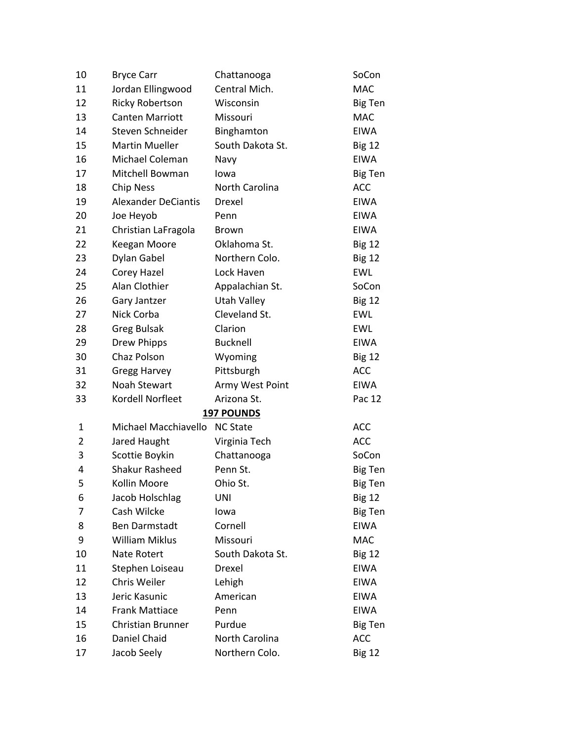| | | | |
|---|---|---|---|
| 10 | Bryce Carr | Chattanooga | SoCon |
| 11 | Jordan Ellingwood | Central Mich. | MAC |
| 12 | Ricky Robertson | Wisconsin | Big Ten |
| 13 | Canten Marriott | Missouri | MAC |
| 14 | Steven Schneider | Binghamton | EIWA |
| 15 | Martin Mueller | South Dakota St. | Big 12 |
| 16 | Michael Coleman | Navy | EIWA |
| 17 | Mitchell Bowman | Iowa | Big Ten |
| 18 | Chip Ness | North Carolina | ACC |
| 19 | Alexander DeCiantis | Drexel | EIWA |
| 20 | Joe Heyob | Penn | EIWA |
| 21 | Christian LaFragola | Brown | EIWA |
| 22 | Keegan Moore | Oklahoma St. | Big 12 |
| 23 | Dylan Gabel | Northern Colo. | Big 12 |
| 24 | Corey Hazel | Lock Haven | EWL |
| 25 | Alan Clothier | Appalachian St. | SoCon |
| 26 | Gary Jantzer | Utah Valley | Big 12 |
| 27 | Nick Corba | Cleveland St. | EWL |
| 28 | Greg Bulsak | Clarion | EWL |
| 29 | Drew Phipps | Bucknell | EIWA |
| 30 | Chaz Polson | Wyoming | Big 12 |
| 31 | Gregg Harvey | Pittsburgh | ACC |
| 32 | Noah Stewart | Army West Point | EIWA |
| 33 | Kordell Norfleet | Arizona St. | Pac 12 |

**197 POUNDS**

| | | | |
|---|---|---|---|
| 1 | Michael Macchiavello | NC State | ACC |
| 2 | Jared Haught | Virginia Tech | ACC |
| 3 | Scottie Boykin | Chattanooga | SoCon |
| 4 | Shakur Rasheed | Penn St. | Big Ten |
| 5 | Kollin Moore | Ohio St. | Big Ten |
| 6 | Jacob Holschlag | UNI | Big 12 |
| 7 | Cash Wilcke | Iowa | Big Ten |
| 8 | Ben Darmstadt | Cornell | EIWA |
| 9 | William Miklus | Missouri | MAC |
| 10 | Nate Rotert | South Dakota St. | Big 12 |
| 11 | Stephen Loiseau | Drexel | EIWA |
| 12 | Chris Weiler | Lehigh | EIWA |
| 13 | Jeric Kasunic | American | EIWA |
| 14 | Frank Mattiace | Penn | EIWA |
| 15 | Christian Brunner | Purdue | Big Ten |
| 16 | Daniel Chaid | North Carolina | ACC |
| 17 | Jacob Seely | Northern Colo. | Big 12 |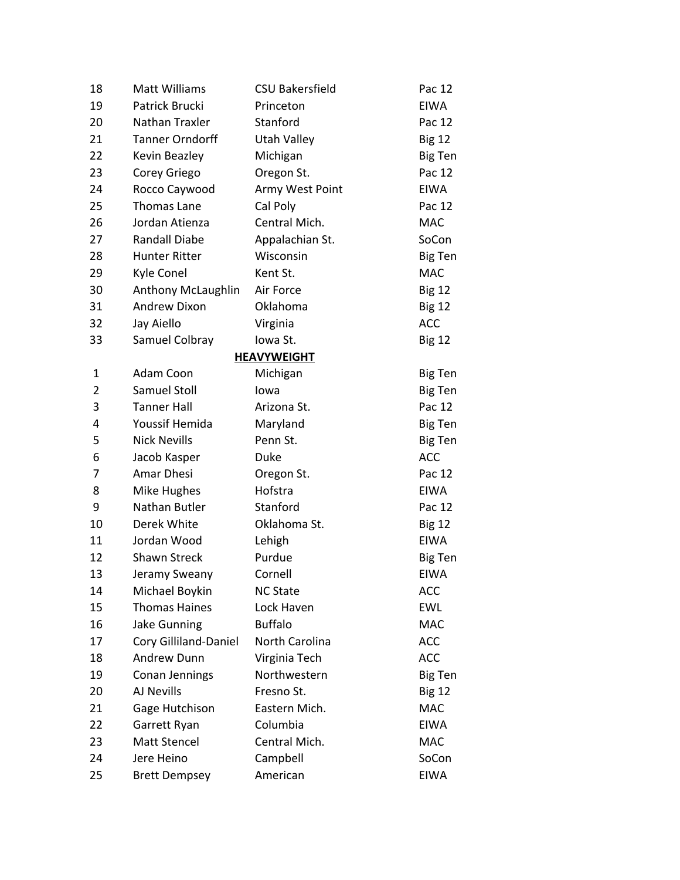| | | | |
|---|---|---|---|
| 18 | Matt Williams | CSU Bakersfield | Pac 12 |
| 19 | Patrick Brucki | Princeton | EIWA |
| 20 | Nathan Traxler | Stanford | Pac 12 |
| 21 | Tanner Orndorff | Utah Valley | Big 12 |
| 22 | Kevin Beazley | Michigan | Big Ten |
| 23 | Corey Griego | Oregon St. | Pac 12 |
| 24 | Rocco Caywood | Army West Point | EIWA |
| 25 | Thomas Lane | Cal Poly | Pac 12 |
| 26 | Jordan Atienza | Central Mich. | MAC |
| 27 | Randall Diabe | Appalachian St. | SoCon |
| 28 | Hunter Ritter | Wisconsin | Big Ten |
| 29 | Kyle Conel | Kent St. | MAC |
| 30 | Anthony McLaughlin | Air Force | Big 12 |
| 31 | Andrew Dixon | Oklahoma | Big 12 |
| 32 | Jay Aiello | Virginia | ACC |
| 33 | Samuel Colbray | Iowa St. | Big 12 |

## HEAVYWEIGHT

| | | | |
|---|---|---|---|
| 1 | Adam Coon | Michigan | Big Ten |
| 2 | Samuel Stoll | Iowa | Big Ten |
| 3 | Tanner Hall | Arizona St. | Pac 12 |
| 4 | Youssif Hemida | Maryland | Big Ten |
| 5 | Nick Nevills | Penn St. | Big Ten |
| 6 | Jacob Kasper | Duke | ACC |
| 7 | Amar Dhesi | Oregon St. | Pac 12 |
| 8 | Mike Hughes | Hofstra | EIWA |
| 9 | Nathan Butler | Stanford | Pac 12 |
| 10 | Derek White | Oklahoma St. | Big 12 |
| 11 | Jordan Wood | Lehigh | EIWA |
| 12 | Shawn Streck | Purdue | Big Ten |
| 13 | Jeramy Sweany | Cornell | EIWA |
| 14 | Michael Boykin | NC State | ACC |
| 15 | Thomas Haines | Lock Haven | EWL |
| 16 | Jake Gunning | Buffalo | MAC |
| 17 | Cory Gilliland-Daniel | North Carolina | ACC |
| 18 | Andrew Dunn | Virginia Tech | ACC |
| 19 | Conan Jennings | Northwestern | Big Ten |
| 20 | AJ Nevills | Fresno St. | Big 12 |
| 21 | Gage Hutchison | Eastern Mich. | MAC |
| 22 | Garrett Ryan | Columbia | EIWA |
| 23 | Matt Stencel | Central Mich. | MAC |
| 24 | Jere Heino | Campbell | SoCon |
| 25 | Brett Dempsey | American | EIWA |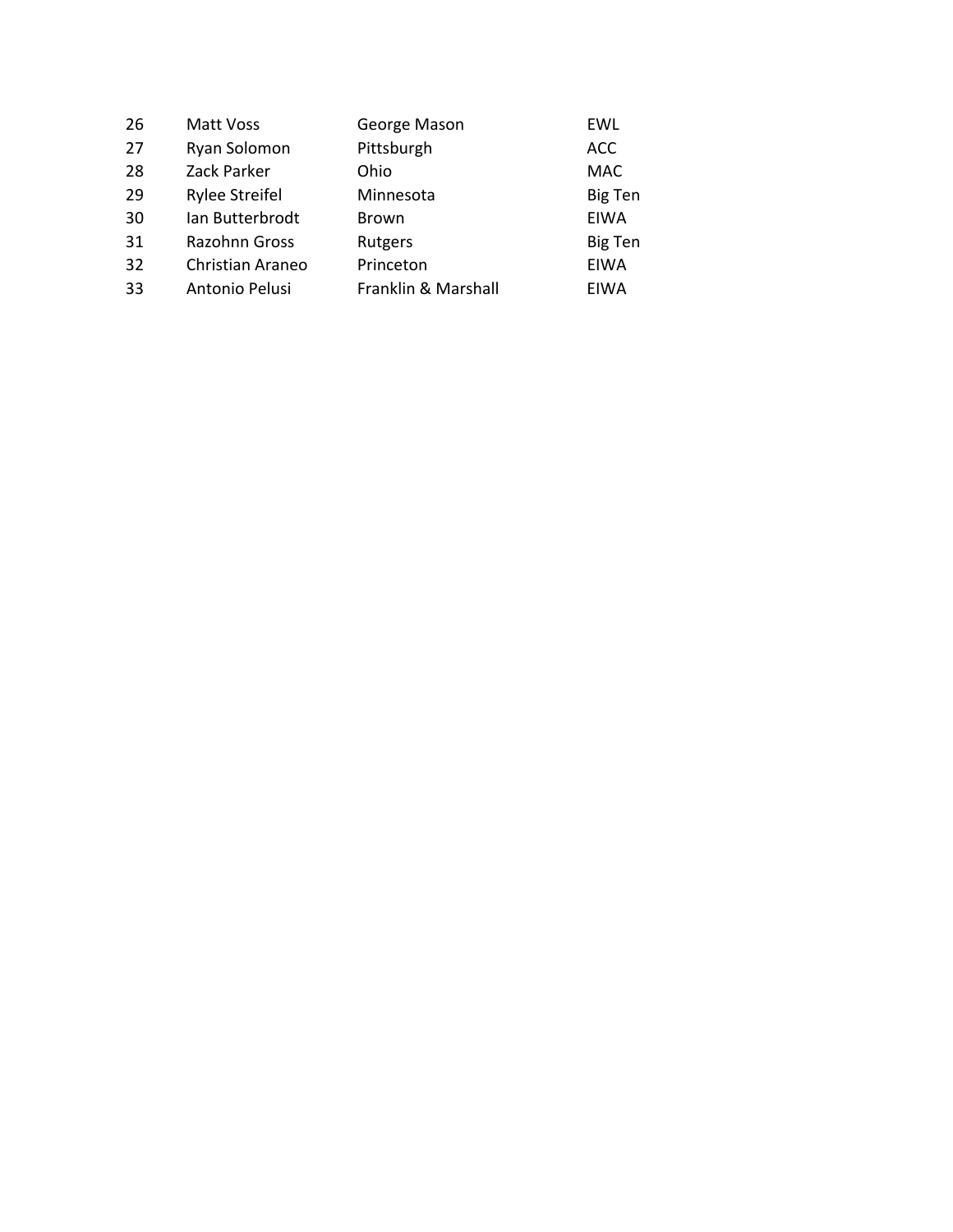| | | | |
|---|---|---|---|
| 26 | Matt Voss | George Mason | EWL |
| 27 | Ryan Solomon | Pittsburgh | ACC |
| 28 | Zack Parker | Ohio | MAC |
| 29 | Rylee Streifel | Minnesota | Big Ten |
| 30 | Ian Butterbrodt | Brown | EIWA |
| 31 | Razohnn Gross | Rutgers | Big Ten |
| 32 | Christian Araneo | Princeton | EIWA |
| 33 | Antonio Pelusi | Franklin & Marshall | EIWA |